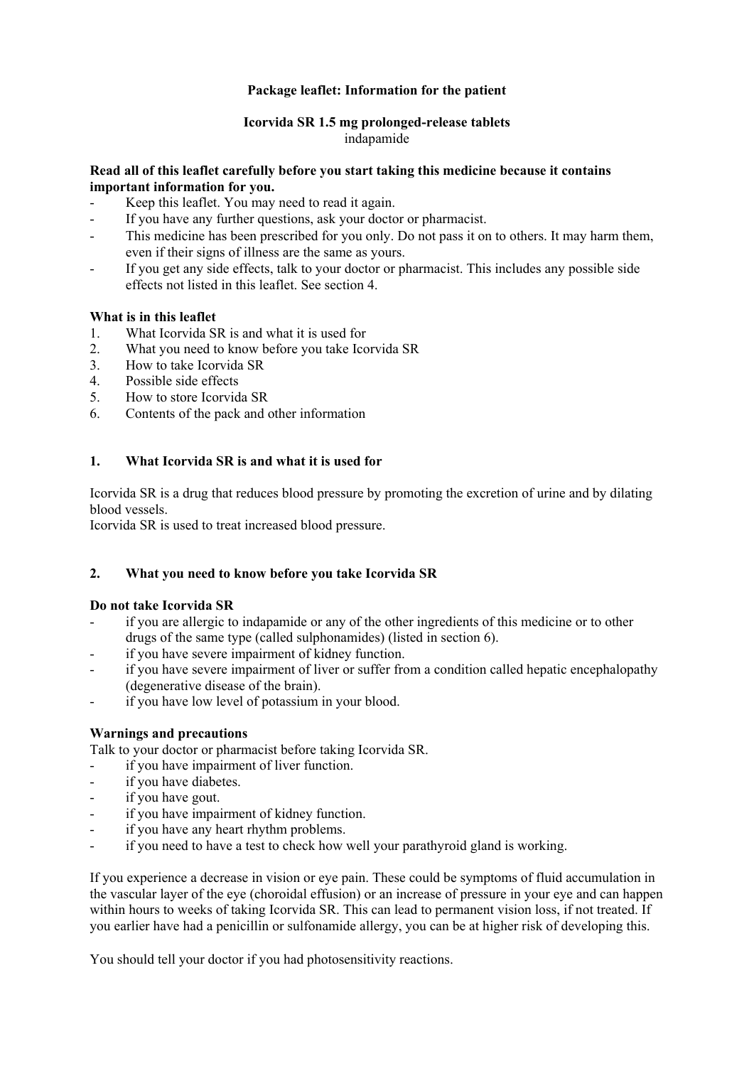**Package leaflet: Information for the patient**

**Icorvida SR 1.5 mg prolonged-release tablets**
indapamide

**Read all of this leaflet carefully before you start taking this medicine because it contains important information for you.**

- Keep this leaflet. You may need to read it again.
- If you have any further questions, ask your doctor or pharmacist.
- This medicine has been prescribed for you only. Do not pass it on to others. It may harm them, even if their signs of illness are the same as yours.
- If you get any side effects, talk to your doctor or pharmacist. This includes any possible side effects not listed in this leaflet. See section 4.

**What is in this leaflet**

1. What Icorvida SR is and what it is used for
2. What you need to know before you take Icorvida SR
3. How to take Icorvida SR
4. Possible side effects
5. How to store Icorvida SR
6. Contents of the pack and other information

## 1. What Icorvida SR is and what it is used for

Icorvida SR is a drug that reduces blood pressure by promoting the excretion of urine and by dilating blood vessels.
Icorvida SR is used to treat increased blood pressure.

## 2. What you need to know before you take Icorvida SR

**Do not take Icorvida SR**

- if you are allergic to indapamide or any of the other ingredients of this medicine or to other drugs of the same type (called sulphonamides) (listed in section 6).
- if you have severe impairment of kidney function.
- if you have severe impairment of liver or suffer from a condition called hepatic encephalopathy (degenerative disease of the brain).
- if you have low level of potassium in your blood.

**Warnings and precautions**

Talk to your doctor or pharmacist before taking Icorvida SR.

- if you have impairment of liver function.
- if you have diabetes.
- if you have gout.
- if you have impairment of kidney function.
- if you have any heart rhythm problems.
- if you need to have a test to check how well your parathyroid gland is working.

If you experience a decrease in vision or eye pain. These could be symptoms of fluid accumulation in the vascular layer of the eye (choroidal effusion) or an increase of pressure in your eye and can happen within hours to weeks of taking Icorvida SR. This can lead to permanent vision loss, if not treated. If you earlier have had a penicillin or sulfonamide allergy, you can be at higher risk of developing this.

You should tell your doctor if you had photosensitivity reactions.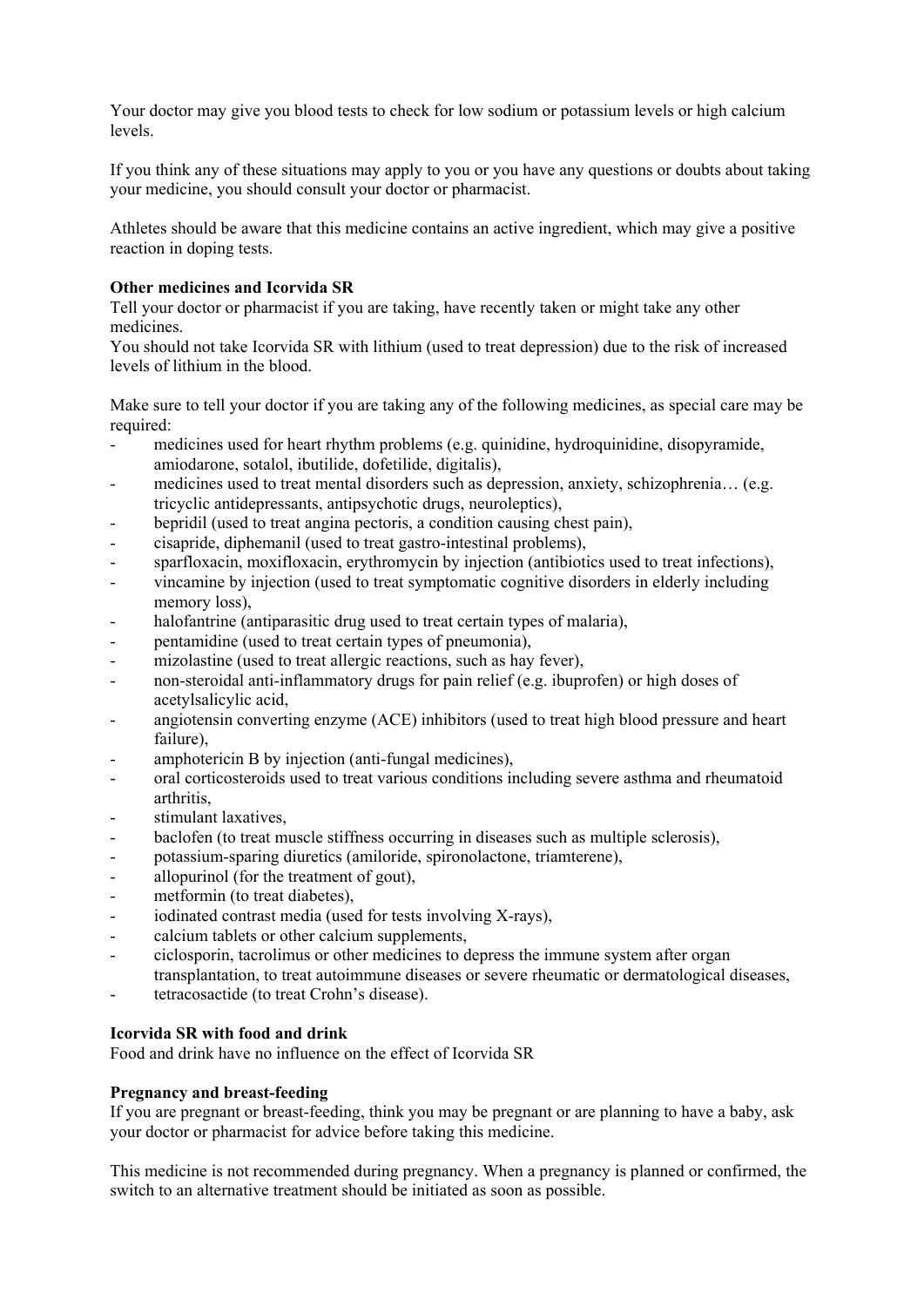Your doctor may give you blood tests to check for low sodium or potassium levels or high calcium levels.

If you think any of these situations may apply to you or you have any questions or doubts about taking your medicine, you should consult your doctor or pharmacist.

Athletes should be aware that this medicine contains an active ingredient, which may give a positive reaction in doping tests.

**Other medicines and Icorvida SR**

Tell your doctor or pharmacist if you are taking, have recently taken or might take any other medicines.

You should not take Icorvida SR with lithium (used to treat depression) due to the risk of increased levels of lithium in the blood.

Make sure to tell your doctor if you are taking any of the following medicines, as special care may be required:

- medicines used for heart rhythm problems (e.g. quinidine, hydroquinidine, disopyramide, amiodarone, sotalol, ibutilide, dofetilide, digitalis),
- medicines used to treat mental disorders such as depression, anxiety, schizophrenia… (e.g. tricyclic antidepressants, antipsychotic drugs, neuroleptics),
- bepridil (used to treat angina pectoris, a condition causing chest pain),
- cisapride, diphemanil (used to treat gastro-intestinal problems),
- sparfloxacin, moxifloxacin, erythromycin by injection (antibiotics used to treat infections),
- vincamine by injection (used to treat symptomatic cognitive disorders in elderly including memory loss),
- halofantrine (antiparasitic drug used to treat certain types of malaria),
- pentamidine (used to treat certain types of pneumonia),
- mizolastine (used to treat allergic reactions, such as hay fever),
- non-steroidal anti-inflammatory drugs for pain relief (e.g. ibuprofen) or high doses of acetylsalicylic acid,
- angiotensin converting enzyme (ACE) inhibitors (used to treat high blood pressure and heart failure),
- amphotericin B by injection (anti-fungal medicines),
- oral corticosteroids used to treat various conditions including severe asthma and rheumatoid arthritis,
- stimulant laxatives,
- baclofen (to treat muscle stiffness occurring in diseases such as multiple sclerosis),
- potassium-sparing diuretics (amiloride, spironolactone, triamterene),
- allopurinol (for the treatment of gout),
- metformin (to treat diabetes),
- iodinated contrast media (used for tests involving X-rays),
- calcium tablets or other calcium supplements,
- ciclosporin, tacrolimus or other medicines to depress the immune system after organ transplantation, to treat autoimmune diseases or severe rheumatic or dermatological diseases,
- tetracosactide (to treat Crohn's disease).

**Icorvida SR with food and drink**

Food and drink have no influence on the effect of Icorvida SR

**Pregnancy and breast-feeding**

If you are pregnant or breast-feeding, think you may be pregnant or are planning to have a baby, ask your doctor or pharmacist for advice before taking this medicine.

This medicine is not recommended during pregnancy. When a pregnancy is planned or confirmed, the switch to an alternative treatment should be initiated as soon as possible.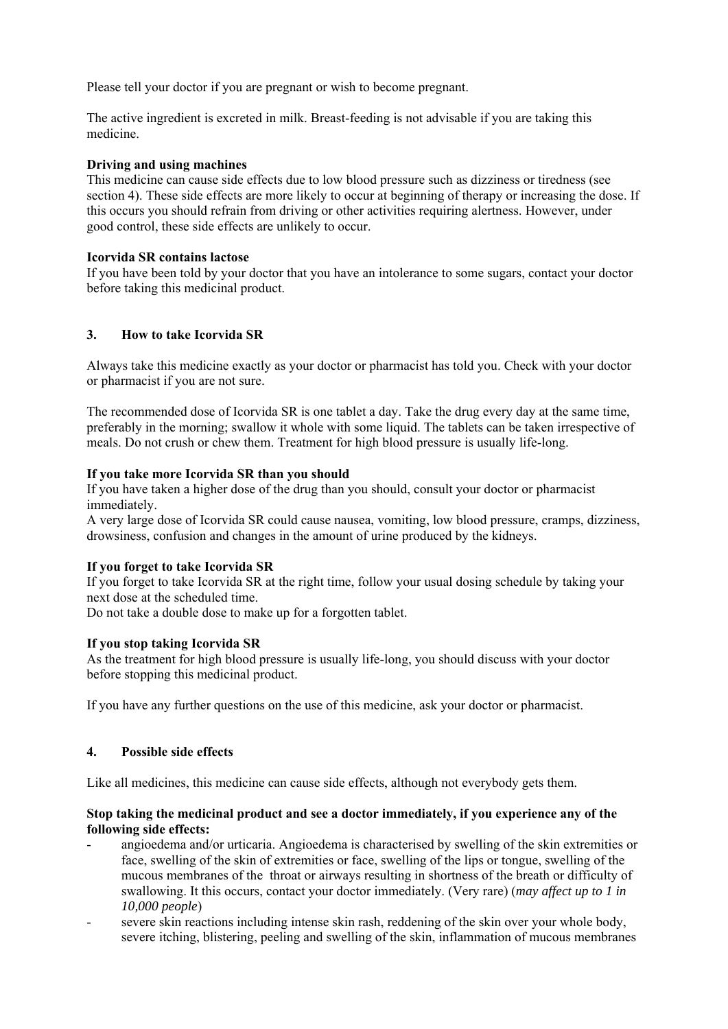Please tell your doctor if you are pregnant or wish to become pregnant.

The active ingredient is excreted in milk. Breast-feeding is not advisable if you are taking this medicine.

**Driving and using machines**
This medicine can cause side effects due to low blood pressure such as dizziness or tiredness (see section 4). These side effects are more likely to occur at beginning of therapy or increasing the dose. If this occurs you should refrain from driving or other activities requiring alertness. However, under good control, these side effects are unlikely to occur.

**Icorvida SR contains lactose**
If you have been told by your doctor that you have an intolerance to some sugars, contact your doctor before taking this medicinal product.

## 3. How to take Icorvida SR

Always take this medicine exactly as your doctor or pharmacist has told you. Check with your doctor or pharmacist if you are not sure.

The recommended dose of Icorvida SR is one tablet a day. Take the drug every day at the same time, preferably in the morning; swallow it whole with some liquid. The tablets can be taken irrespective of meals. Do not crush or chew them. Treatment for high blood pressure is usually life-long.

**If you take more Icorvida SR than you should**
If you have taken a higher dose of the drug than you should, consult your doctor or pharmacist immediately.
A very large dose of Icorvida SR could cause nausea, vomiting, low blood pressure, cramps, dizziness, drowsiness, confusion and changes in the amount of urine produced by the kidneys.

**If you forget to take Icorvida SR**
If you forget to take Icorvida SR at the right time, follow your usual dosing schedule by taking your next dose at the scheduled time.
Do not take a double dose to make up for a forgotten tablet.

**If you stop taking Icorvida SR**
As the treatment for high blood pressure is usually life-long, you should discuss with your doctor before stopping this medicinal product.

If you have any further questions on the use of this medicine, ask your doctor or pharmacist.

## 4. Possible side effects

Like all medicines, this medicine can cause side effects, although not everybody gets them.

**Stop taking the medicinal product and see a doctor immediately, if you experience any of the following side effects:**

- angioedema and/or urticaria. Angioedema is characterised by swelling of the skin extremities or face, swelling of the skin of extremities or face, swelling of the lips or tongue, swelling of the mucous membranes of the throat or airways resulting in shortness of the breath or difficulty of swallowing. It this occurs, contact your doctor immediately. (Very rare) (*may affect up to 1 in 10,000 people*)
- severe skin reactions including intense skin rash, reddening of the skin over your whole body, severe itching, blistering, peeling and swelling of the skin, inflammation of mucous membranes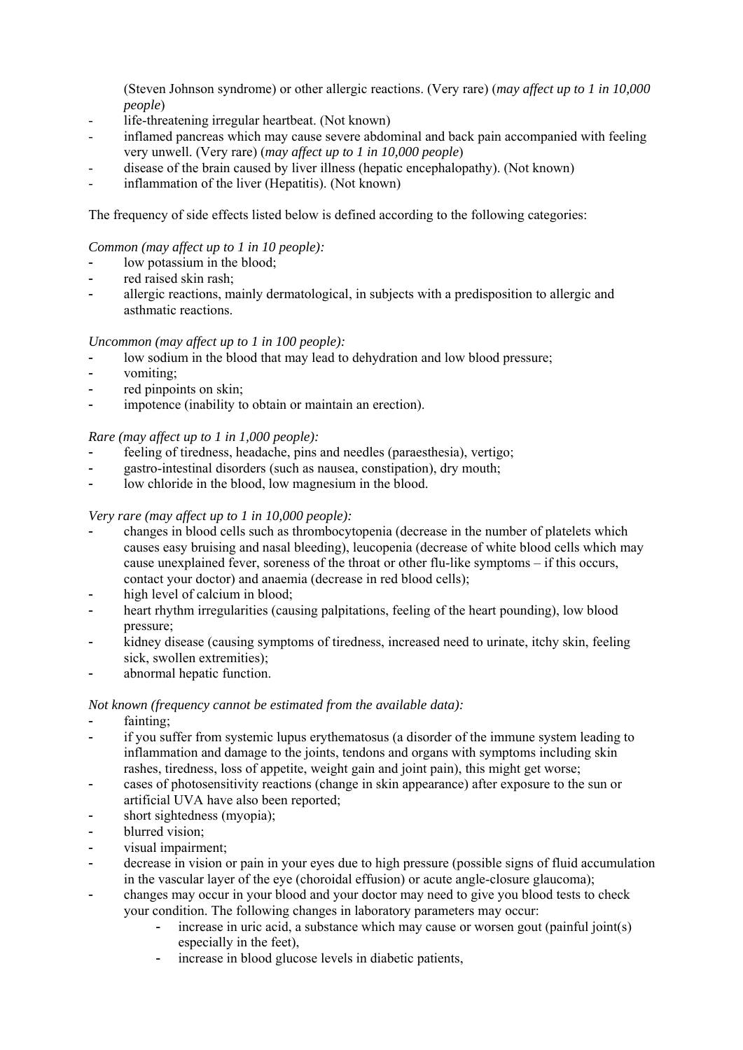(Steven Johnson syndrome) or other allergic reactions. (Very rare) (*may affect up to 1 in 10,000 people*)
- life-threatening irregular heartbeat. (Not known)
- inflamed pancreas which may cause severe abdominal and back pain accompanied with feeling very unwell. (Very rare) (*may affect up to 1 in 10,000 people*)
- disease of the brain caused by liver illness (hepatic encephalopathy). (Not known)
- inflammation of the liver (Hepatitis). (Not known)

The frequency of side effects listed below is defined according to the following categories:

*Common (may affect up to 1 in 10 people):*
- low potassium in the blood;
- red raised skin rash;
- allergic reactions, mainly dermatological, in subjects with a predisposition to allergic and asthmatic reactions.

*Uncommon (may affect up to 1 in 100 people):*
- low sodium in the blood that may lead to dehydration and low blood pressure;
- vomiting;
- red pinpoints on skin;
- impotence (inability to obtain or maintain an erection).

*Rare (may affect up to 1 in 1,000 people):*
- feeling of tiredness, headache, pins and needles (paraesthesia), vertigo;
- gastro-intestinal disorders (such as nausea, constipation), dry mouth;
- low chloride in the blood, low magnesium in the blood.

*Very rare (may affect up to 1 in 10,000 people):*
- changes in blood cells such as thrombocytopenia (decrease in the number of platelets which causes easy bruising and nasal bleeding), leucopenia (decrease of white blood cells which may cause unexplained fever, soreness of the throat or other flu-like symptoms – if this occurs, contact your doctor) and anaemia (decrease in red blood cells);
- high level of calcium in blood;
- heart rhythm irregularities (causing palpitations, feeling of the heart pounding), low blood pressure;
- kidney disease (causing symptoms of tiredness, increased need to urinate, itchy skin, feeling sick, swollen extremities);
- abnormal hepatic function.

*Not known (frequency cannot be estimated from the available data):*
- fainting;
- if you suffer from systemic lupus erythematosus (a disorder of the immune system leading to inflammation and damage to the joints, tendons and organs with symptoms including skin rashes, tiredness, loss of appetite, weight gain and joint pain), this might get worse;
- cases of photosensitivity reactions (change in skin appearance) after exposure to the sun or artificial UVA have also been reported;
- short sightedness (myopia);
- blurred vision;
- visual impairment;
- decrease in vision or pain in your eyes due to high pressure (possible signs of fluid accumulation in the vascular layer of the eye (choroidal effusion) or acute angle-closure glaucoma);
- changes may occur in your blood and your doctor may need to give you blood tests to check your condition. The following changes in laboratory parameters may occur:
    - increase in uric acid, a substance which may cause or worsen gout (painful joint(s) especially in the feet),
    - increase in blood glucose levels in diabetic patients,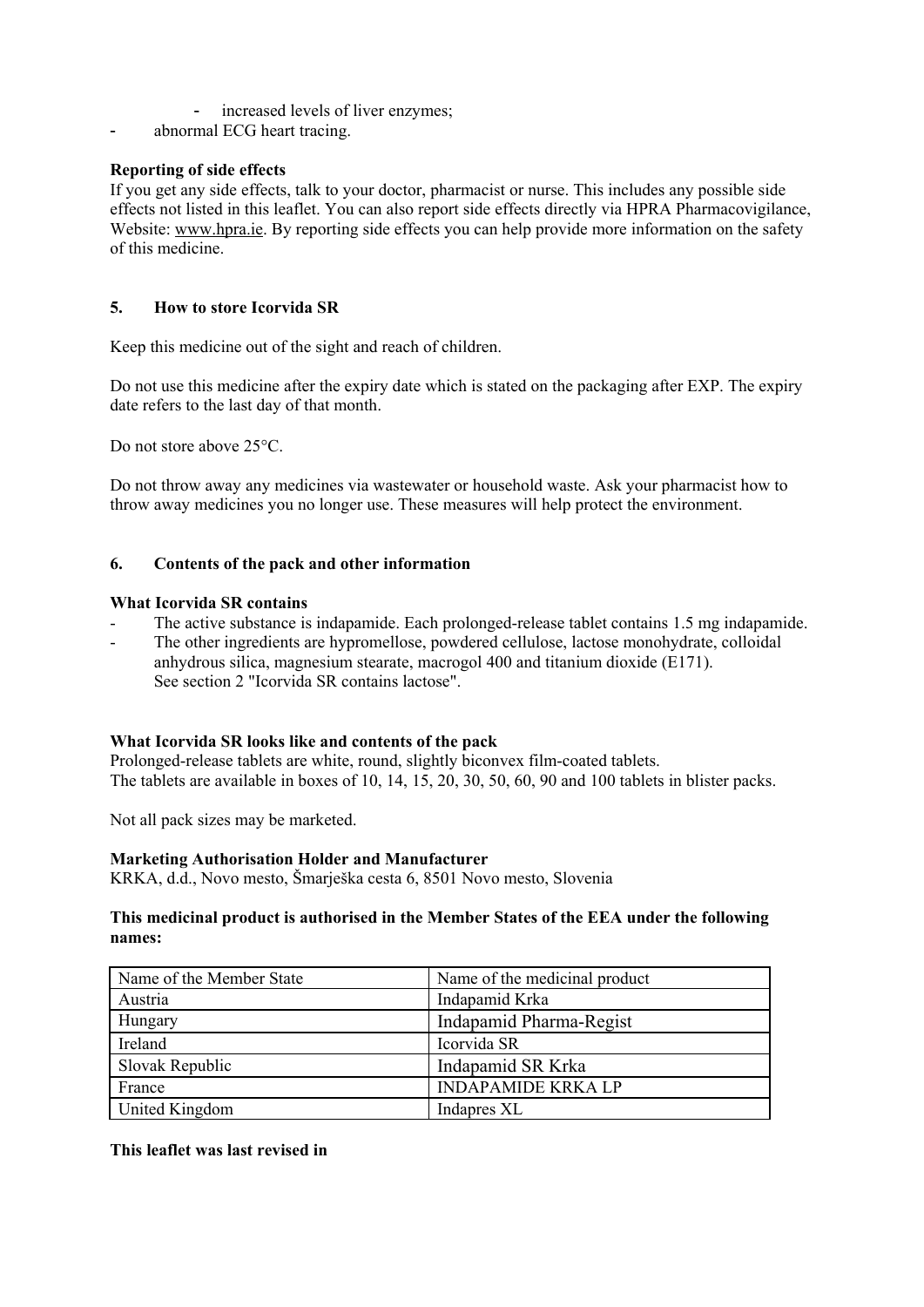- increased levels of liver enzymes;
- abnormal ECG heart tracing.

**Reporting of side effects**

If you get any side effects, talk to your doctor, pharmacist or nurse. This includes any possible side effects not listed in this leaflet. You can also report side effects directly via HPRA Pharmacovigilance, Website: www.hpra.ie. By reporting side effects you can help provide more information on the safety of this medicine.

## 5. How to store Icorvida SR

Keep this medicine out of the sight and reach of children.

Do not use this medicine after the expiry date which is stated on the packaging after EXP. The expiry date refers to the last day of that month.

Do not store above 25°C.

Do not throw away any medicines via wastewater or household waste. Ask your pharmacist how to throw away medicines you no longer use. These measures will help protect the environment.

## 6. Contents of the pack and other information

**What Icorvida SR contains**

- The active substance is indapamide. Each prolonged-release tablet contains 1.5 mg indapamide.
- The other ingredients are hypromellose, powdered cellulose, lactose monohydrate, colloidal anhydrous silica, magnesium stearate, macrogol 400 and titanium dioxide (E171).
  See section 2 "Icorvida SR contains lactose".

**What Icorvida SR looks like and contents of the pack**

Prolonged-release tablets are white, round, slightly biconvex film-coated tablets.
The tablets are available in boxes of 10, 14, 15, 20, 30, 50, 60, 90 and 100 tablets in blister packs.

Not all pack sizes may be marketed.

**Marketing Authorisation Holder and Manufacturer**

KRKA, d.d., Novo mesto, Šmarješka cesta 6, 8501 Novo mesto, Slovenia

**This medicinal product is authorised in the Member States of the EEA under the following names:**

| Name of the Member State | Name of the medicinal product |
|---|---|
| Austria | Indapamid Krka |
| Hungary | Indapamid Pharma-Regist |
| Ireland | Icorvida SR |
| Slovak Republic | Indapamid SR Krka |
| France | INDAPAMIDE KRKA LP |
| United Kingdom | Indapres XL |

**This leaflet was last revised in**